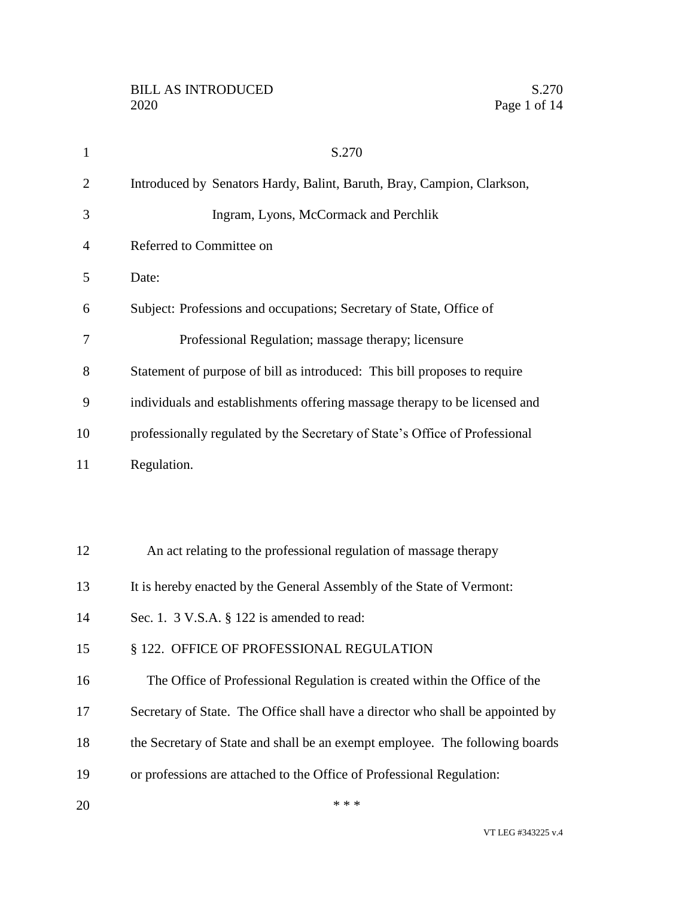# S.270

Introduced by Senators Hardy, Balint, Baruth, Bray, Campion, Clarkson, Ingram, Lyons, McCormack and Perchlik

Referred to Committee on

Date:

Subject: Professions and occupations; Secretary of State, Office of Professional Regulation; massage therapy; licensure

Statement of purpose of bill as introduced: This bill proposes to require individuals and establishments offering massage therapy to be licensed and professionally regulated by the Secretary of State's Office of Professional Regulation.

An act relating to the professional regulation of massage therapy

It is hereby enacted by the General Assembly of the State of Vermont:

Sec. 1. 3 V.S.A. § 122 is amended to read:

§ 122. OFFICE OF PROFESSIONAL REGULATION

The Office of Professional Regulation is created within the Office of the Secretary of State. The Office shall have a director who shall be appointed by the Secretary of State and shall be an exempt employee. The following boards or professions are attached to the Office of Professional Regulation:

\* \* \*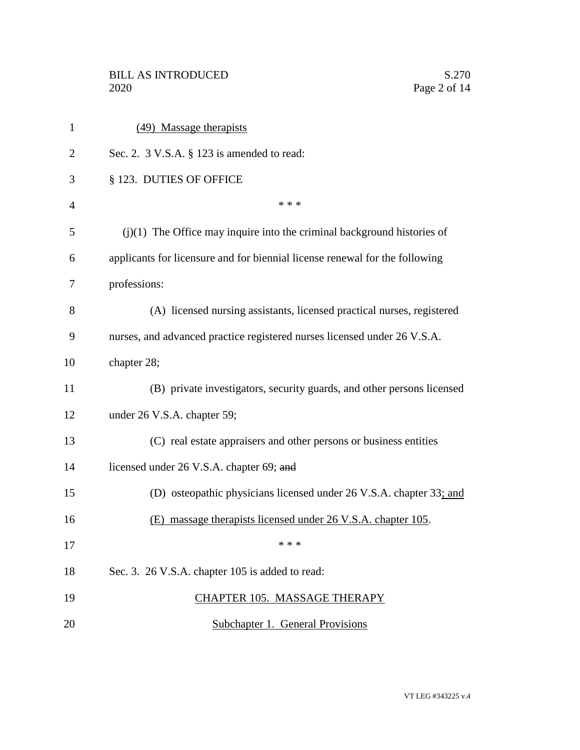(49) Massage therapists

Sec. 2. 3 V.S.A. § 123 is amended to read:

§ 123. DUTIES OF OFFICE

\* \* \*

(j)(1) The Office may inquire into the criminal background histories of applicants for licensure and for biennial license renewal for the following professions:

(A) licensed nursing assistants, licensed practical nurses, registered nurses, and advanced practice registered nurses licensed under 26 V.S.A. chapter 28;

(B) private investigators, security guards, and other persons licensed under 26 V.S.A. chapter 59;

(C) real estate appraisers and other persons or business entities licensed under 26 V.S.A. chapter 69; ~~and~~

(D) osteopathic physicians licensed under 26 V.S.A. chapter 33; and

(E) massage therapists licensed under 26 V.S.A. chapter 105.

\* \* \*

Sec. 3. 26 V.S.A. chapter 105 is added to read:

CHAPTER 105. MASSAGE THERAPY

Subchapter 1. General Provisions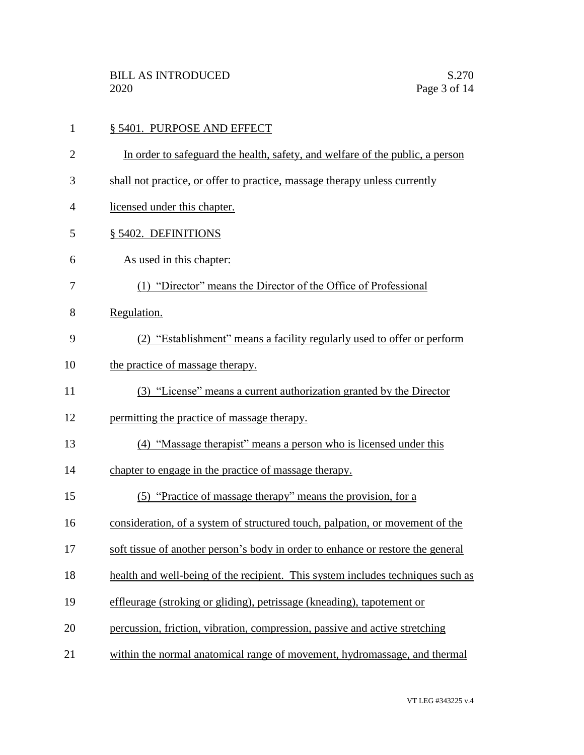§ 5401. PURPOSE AND EFFECT

In order to safeguard the health, safety, and welfare of the public, a person shall not practice, or offer to practice, massage therapy unless currently licensed under this chapter.

§ 5402. DEFINITIONS

As used in this chapter:

(1) "Director" means the Director of the Office of Professional Regulation.

(2) "Establishment" means a facility regularly used to offer or perform the practice of massage therapy.

(3) "License" means a current authorization granted by the Director permitting the practice of massage therapy.

(4) "Massage therapist" means a person who is licensed under this chapter to engage in the practice of massage therapy.

(5) "Practice of massage therapy" means the provision, for a consideration, of a system of structured touch, palpation, or movement of the soft tissue of another person's body in order to enhance or restore the general health and well-being of the recipient. This system includes techniques such as effleurage (stroking or gliding), petrissage (kneading), tapotement or percussion, friction, vibration, compression, passive and active stretching within the normal anatomical range of movement, hydromassage, and thermal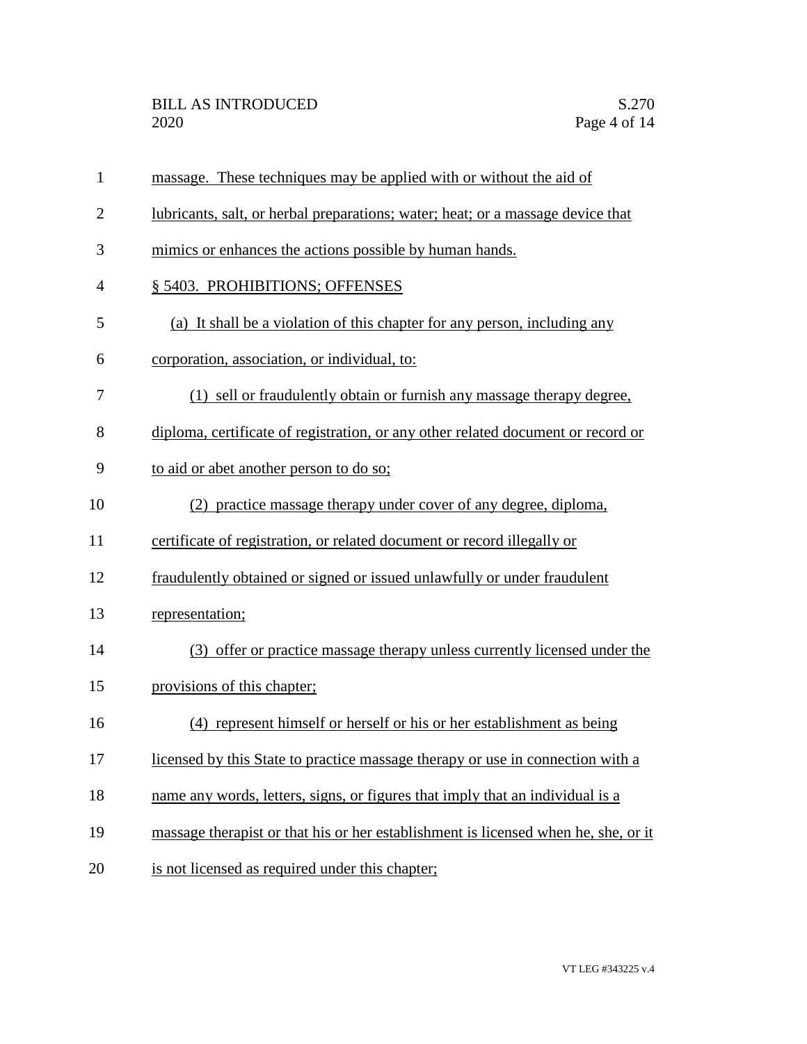massage. These techniques may be applied with or without the aid of lubricants, salt, or herbal preparations; water; heat; or a massage device that mimics or enhances the actions possible by human hands.

§ 5403. PROHIBITIONS; OFFENSES

(a) It shall be a violation of this chapter for any person, including any corporation, association, or individual, to:

(1) sell or fraudulently obtain or furnish any massage therapy degree, diploma, certificate of registration, or any other related document or record or to aid or abet another person to do so;

(2) practice massage therapy under cover of any degree, diploma, certificate of registration, or related document or record illegally or fraudulently obtained or signed or issued unlawfully or under fraudulent representation;

(3) offer or practice massage therapy unless currently licensed under the provisions of this chapter;

(4) represent himself or herself or his or her establishment as being licensed by this State to practice massage therapy or use in connection with a name any words, letters, signs, or figures that imply that an individual is a massage therapist or that his or her establishment is licensed when he, she, or it is not licensed as required under this chapter;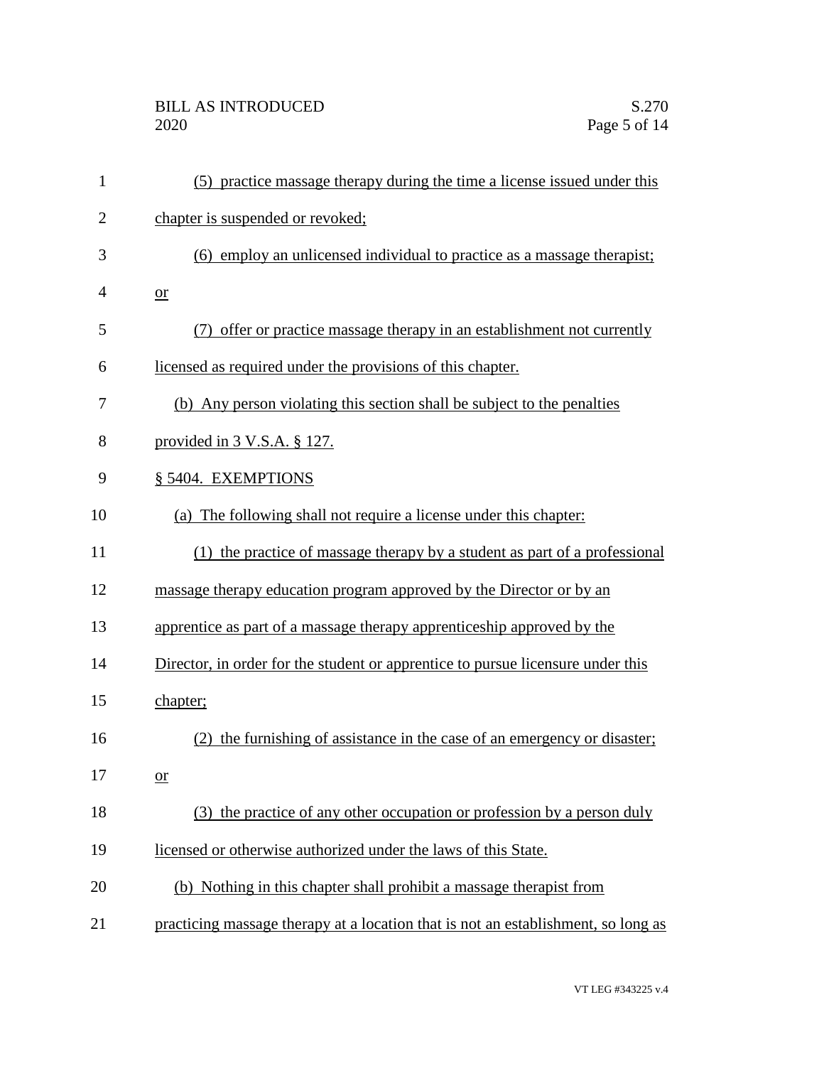(5) practice massage therapy during the time a license issued under this chapter is suspended or revoked;

(6) employ an unlicensed individual to practice as a massage therapist; or

(7) offer or practice massage therapy in an establishment not currently licensed as required under the provisions of this chapter.

(b) Any person violating this section shall be subject to the penalties provided in 3 V.S.A. § 127.

§ 5404. EXEMPTIONS

(a) The following shall not require a license under this chapter:

(1) the practice of massage therapy by a student as part of a professional massage therapy education program approved by the Director or by an apprentice as part of a massage therapy apprenticeship approved by the Director, in order for the student or apprentice to pursue licensure under this chapter;

(2) the furnishing of assistance in the case of an emergency or disaster; or

(3) the practice of any other occupation or profession by a person duly licensed or otherwise authorized under the laws of this State.

(b) Nothing in this chapter shall prohibit a massage therapist from practicing massage therapy at a location that is not an establishment, so long as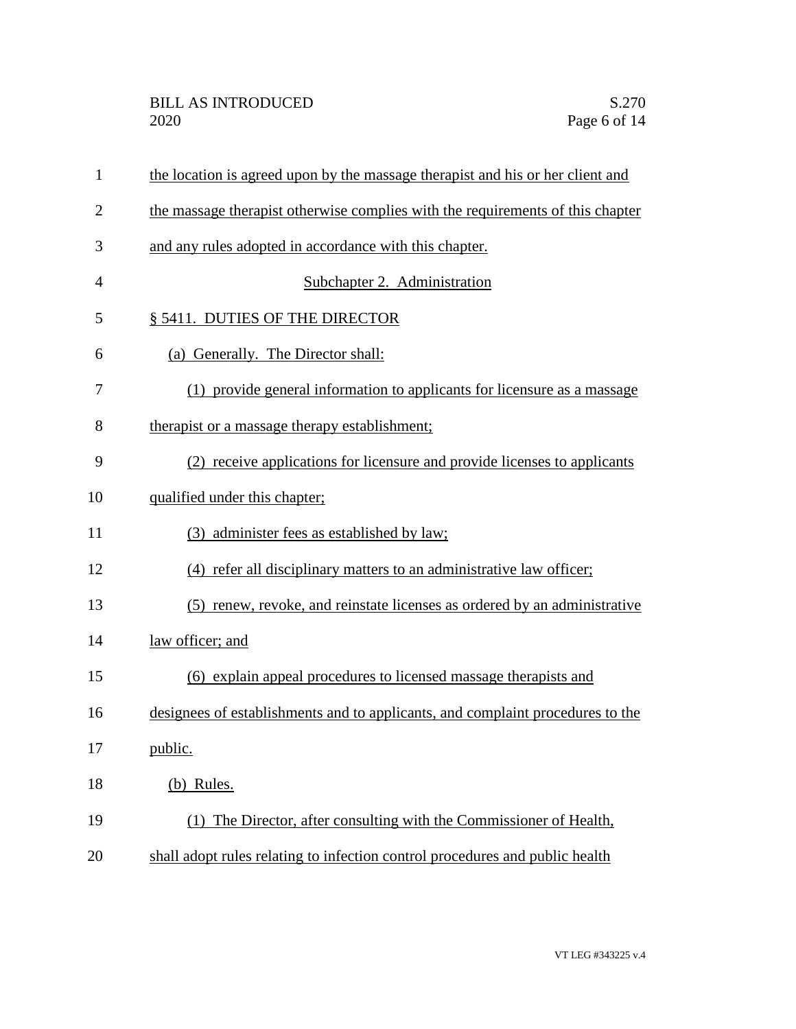the location is agreed upon by the massage therapist and his or her client and the massage therapist otherwise complies with the requirements of this chapter and any rules adopted in accordance with this chapter.

## Subchapter 2. Administration

### § 5411. DUTIES OF THE DIRECTOR

(a) Generally. The Director shall:

(1) provide general information to applicants for licensure as a massage therapist or a massage therapy establishment;

(2) receive applications for licensure and provide licenses to applicants qualified under this chapter;

(3) administer fees as established by law;

(4) refer all disciplinary matters to an administrative law officer;

(5) renew, revoke, and reinstate licenses as ordered by an administrative law officer; and

(6) explain appeal procedures to licensed massage therapists and designees of establishments and to applicants, and complaint procedures to the public.

(b) Rules.

(1) The Director, after consulting with the Commissioner of Health, shall adopt rules relating to infection control procedures and public health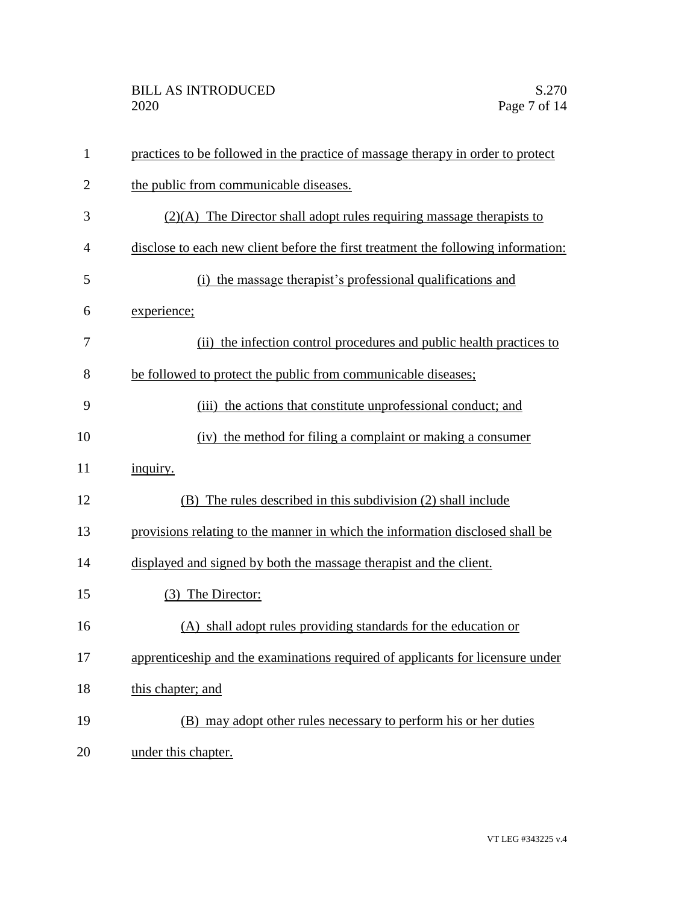practices to be followed in the practice of massage therapy in order to protect the public from communicable diseases.

(2)(A) The Director shall adopt rules requiring massage therapists to disclose to each new client before the first treatment the following information:

(i) the massage therapist's professional qualifications and experience;

(ii) the infection control procedures and public health practices to be followed to protect the public from communicable diseases;

(iii) the actions that constitute unprofessional conduct; and

(iv) the method for filing a complaint or making a consumer inquiry.

(B) The rules described in this subdivision (2) shall include provisions relating to the manner in which the information disclosed shall be displayed and signed by both the massage therapist and the client.

(3) The Director:

(A) shall adopt rules providing standards for the education or apprenticeship and the examinations required of applicants for licensure under this chapter; and

(B) may adopt other rules necessary to perform his or her duties under this chapter.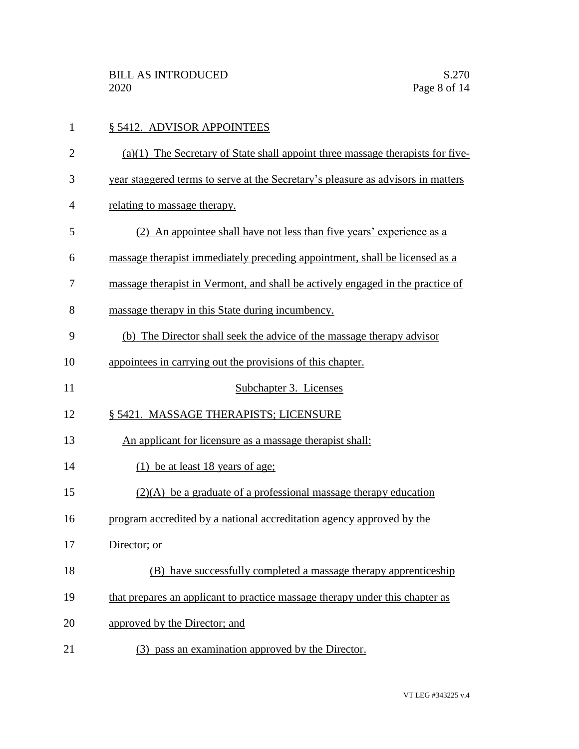§ 5412. ADVISOR APPOINTEES

(a)(1) The Secretary of State shall appoint three massage therapists for five-year staggered terms to serve at the Secretary's pleasure as advisors in matters relating to massage therapy.

(2) An appointee shall have not less than five years' experience as a massage therapist immediately preceding appointment, shall be licensed as a massage therapist in Vermont, and shall be actively engaged in the practice of massage therapy in this State during incumbency.

(b) The Director shall seek the advice of the massage therapy advisor appointees in carrying out the provisions of this chapter.

Subchapter 3. Licenses

§ 5421. MASSAGE THERAPISTS; LICENSURE

An applicant for licensure as a massage therapist shall:

(1) be at least 18 years of age;

(2)(A) be a graduate of a professional massage therapy education program accredited by a national accreditation agency approved by the Director; or

(B) have successfully completed a massage therapy apprenticeship that prepares an applicant to practice massage therapy under this chapter as approved by the Director; and

(3) pass an examination approved by the Director.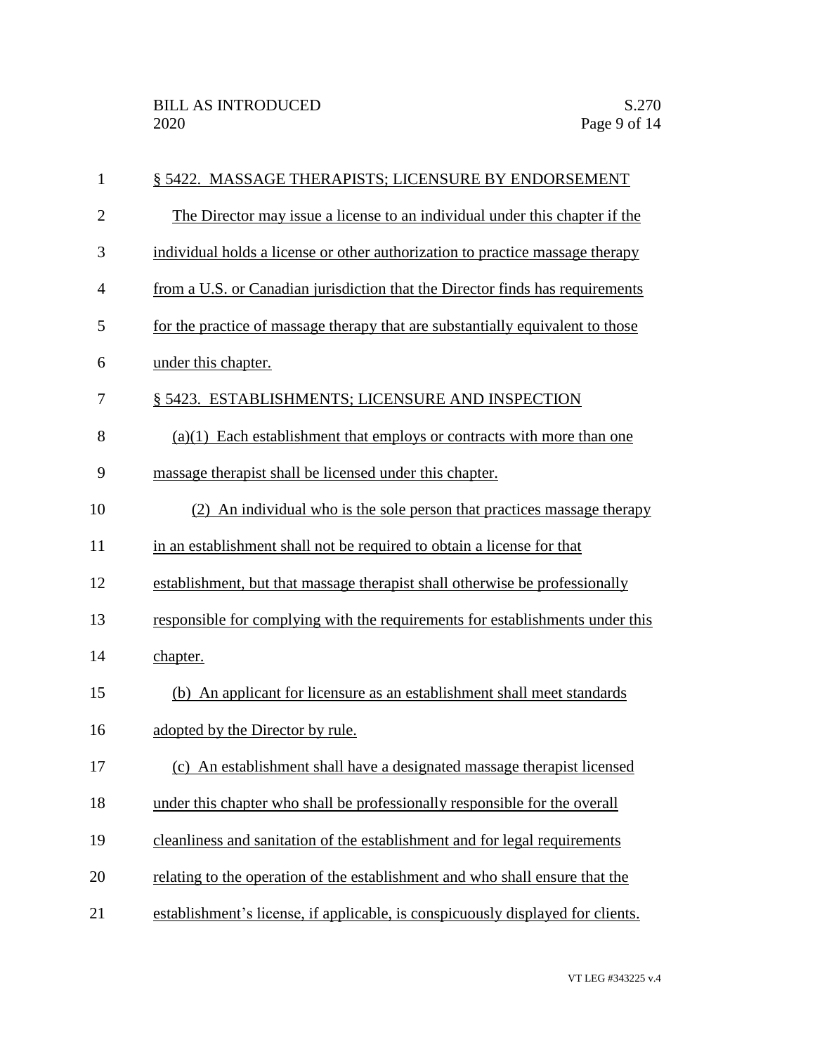§ 5422. MASSAGE THERAPISTS; LICENSURE BY ENDORSEMENT

The Director may issue a license to an individual under this chapter if the individual holds a license or other authorization to practice massage therapy from a U.S. or Canadian jurisdiction that the Director finds has requirements for the practice of massage therapy that are substantially equivalent to those under this chapter.

§ 5423. ESTABLISHMENTS; LICENSURE AND INSPECTION

(a)(1) Each establishment that employs or contracts with more than one massage therapist shall be licensed under this chapter.

(2) An individual who is the sole person that practices massage therapy in an establishment shall not be required to obtain a license for that establishment, but that massage therapist shall otherwise be professionally responsible for complying with the requirements for establishments under this chapter.

(b) An applicant for licensure as an establishment shall meet standards adopted by the Director by rule.

(c) An establishment shall have a designated massage therapist licensed under this chapter who shall be professionally responsible for the overall cleanliness and sanitation of the establishment and for legal requirements relating to the operation of the establishment and who shall ensure that the establishment's license, if applicable, is conspicuously displayed for clients.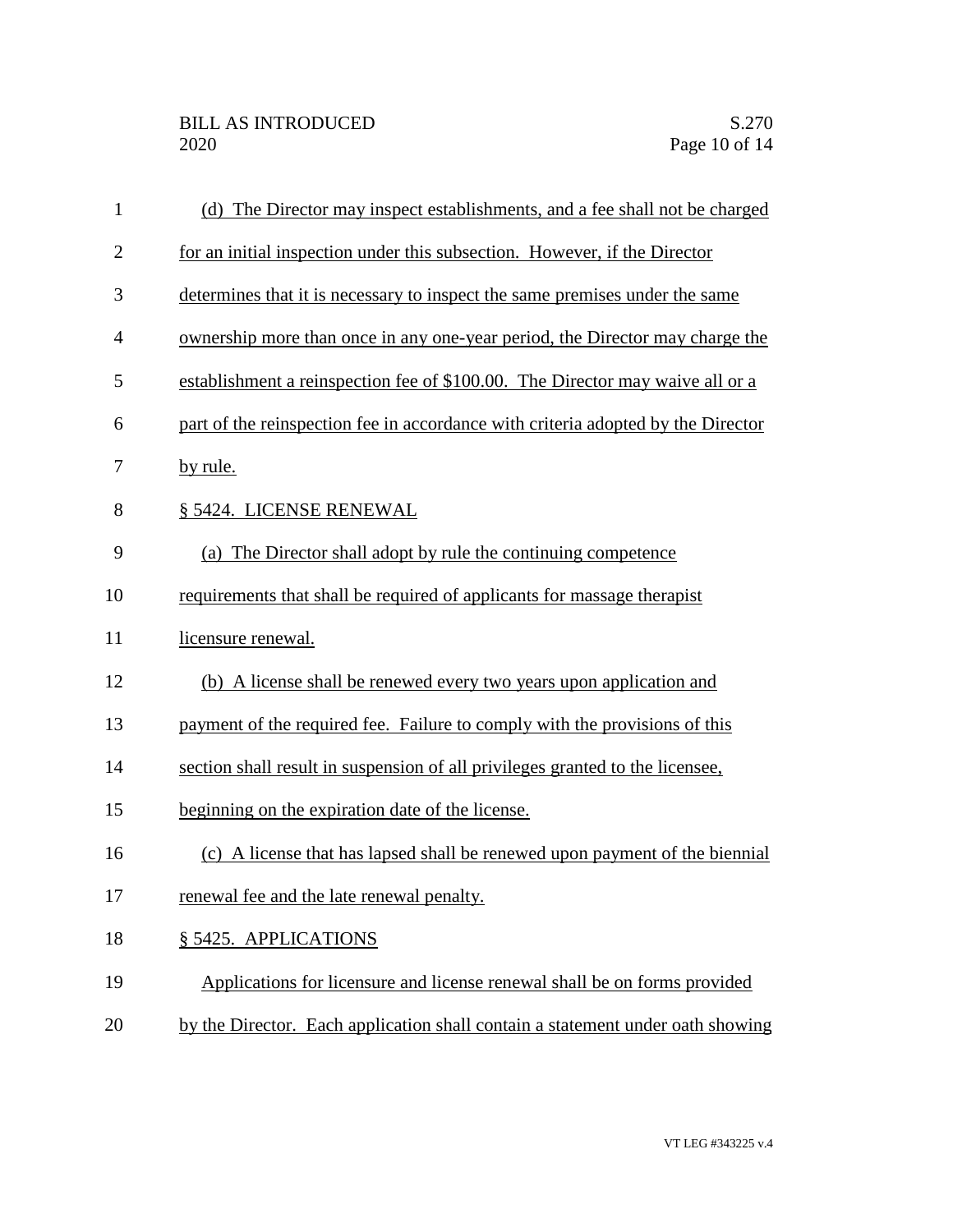(d) The Director may inspect establishments, and a fee shall not be charged for an initial inspection under this subsection. However, if the Director determines that it is necessary to inspect the same premises under the same ownership more than once in any one-year period, the Director may charge the establishment a reinspection fee of $100.00. The Director may waive all or a part of the reinspection fee in accordance with criteria adopted by the Director by rule.

§ 5424. LICENSE RENEWAL

(a) The Director shall adopt by rule the continuing competence requirements that shall be required of applicants for massage therapist licensure renewal.

(b) A license shall be renewed every two years upon application and payment of the required fee. Failure to comply with the provisions of this section shall result in suspension of all privileges granted to the licensee, beginning on the expiration date of the license.

(c) A license that has lapsed shall be renewed upon payment of the biennial renewal fee and the late renewal penalty.

§ 5425. APPLICATIONS

Applications for licensure and license renewal shall be on forms provided by the Director. Each application shall contain a statement under oath showing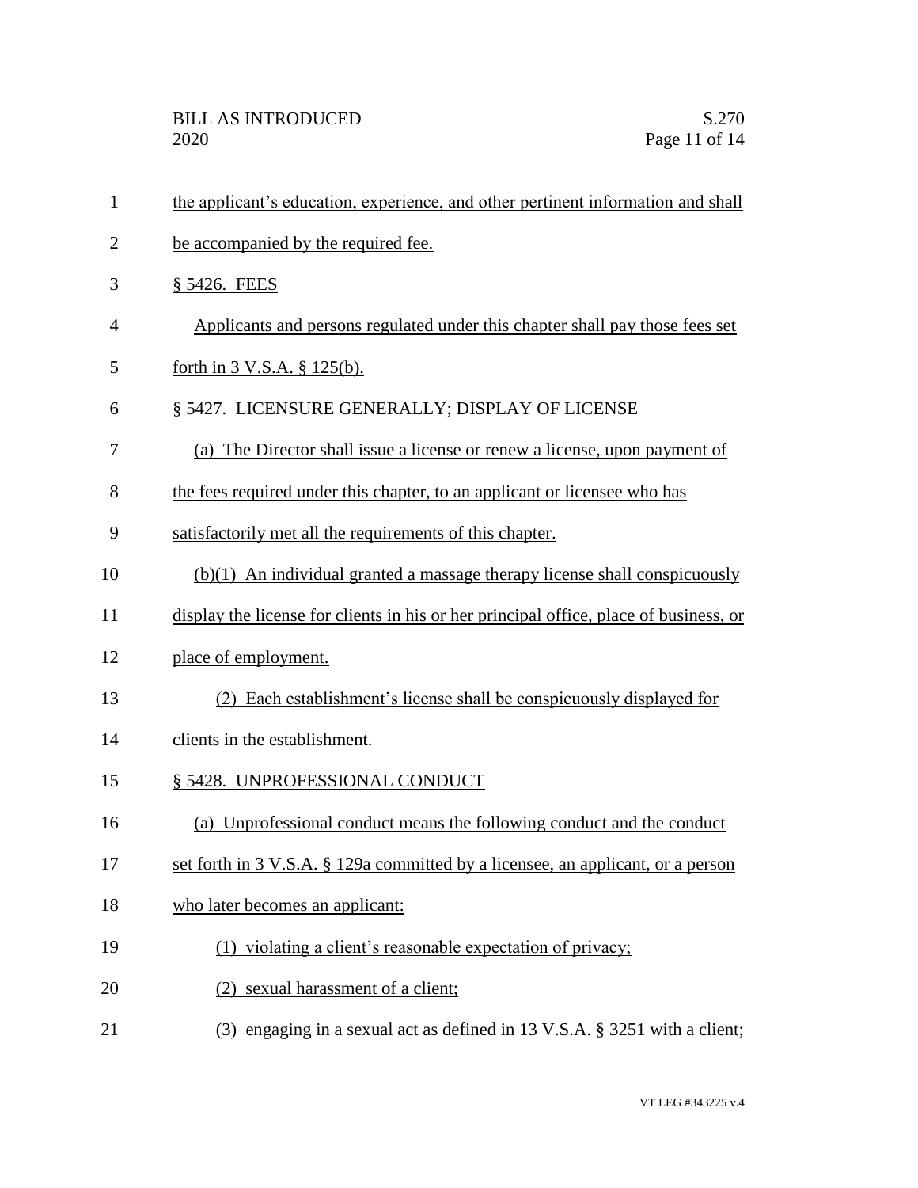the applicant's education, experience, and other pertinent information and shall be accompanied by the required fee.

§ 5426. FEES

Applicants and persons regulated under this chapter shall pay those fees set forth in 3 V.S.A. § 125(b).

§ 5427. LICENSURE GENERALLY; DISPLAY OF LICENSE

(a) The Director shall issue a license or renew a license, upon payment of the fees required under this chapter, to an applicant or licensee who has satisfactorily met all the requirements of this chapter.

(b)(1) An individual granted a massage therapy license shall conspicuously display the license for clients in his or her principal office, place of business, or place of employment.

(2) Each establishment's license shall be conspicuously displayed for clients in the establishment.

§ 5428. UNPROFESSIONAL CONDUCT

(a) Unprofessional conduct means the following conduct and the conduct set forth in 3 V.S.A. § 129a committed by a licensee, an applicant, or a person who later becomes an applicant:

(1) violating a client's reasonable expectation of privacy;

(2) sexual harassment of a client;

(3) engaging in a sexual act as defined in 13 V.S.A. § 3251 with a client;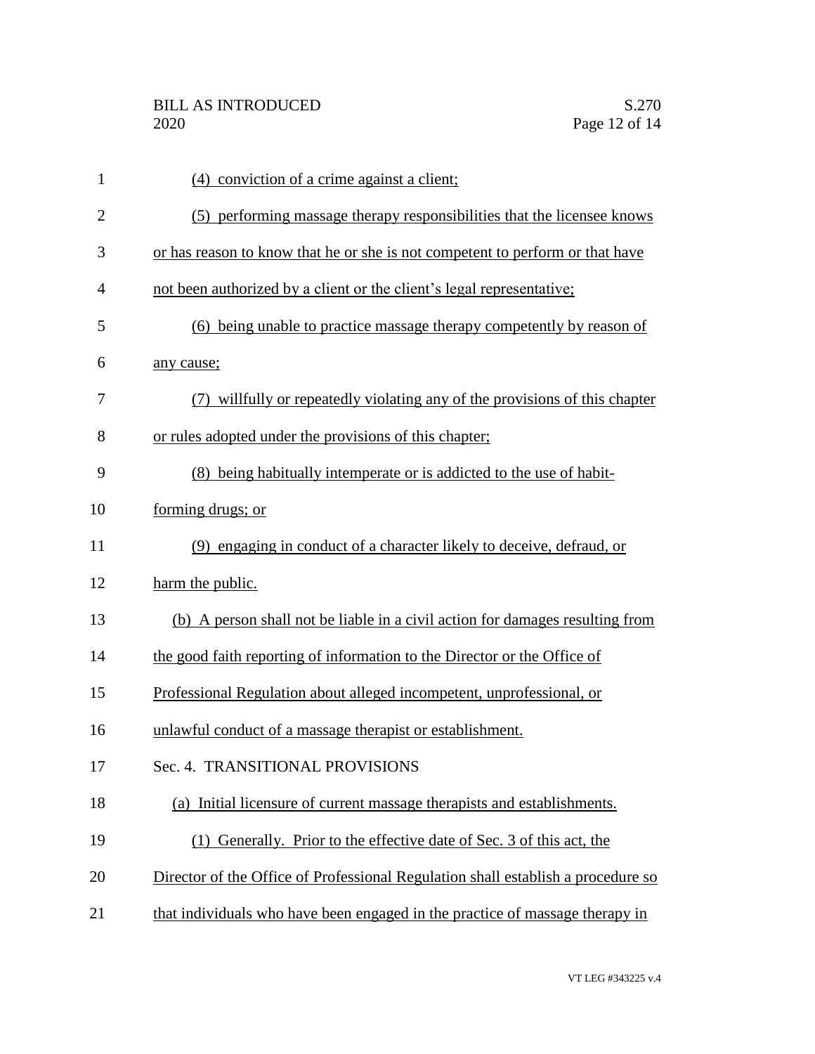(4) conviction of a crime against a client;

(5) performing massage therapy responsibilities that the licensee knows or has reason to know that he or she is not competent to perform or that have not been authorized by a client or the client's legal representative;

(6) being unable to practice massage therapy competently by reason of any cause;

(7) willfully or repeatedly violating any of the provisions of this chapter or rules adopted under the provisions of this chapter;

(8) being habitually intemperate or is addicted to the use of habit-forming drugs; or

(9) engaging in conduct of a character likely to deceive, defraud, or harm the public.

(b) A person shall not be liable in a civil action for damages resulting from the good faith reporting of information to the Director or the Office of Professional Regulation about alleged incompetent, unprofessional, or unlawful conduct of a massage therapist or establishment.

Sec. 4. TRANSITIONAL PROVISIONS

(a) Initial licensure of current massage therapists and establishments.

(1) Generally. Prior to the effective date of Sec. 3 of this act, the Director of the Office of Professional Regulation shall establish a procedure so that individuals who have been engaged in the practice of massage therapy in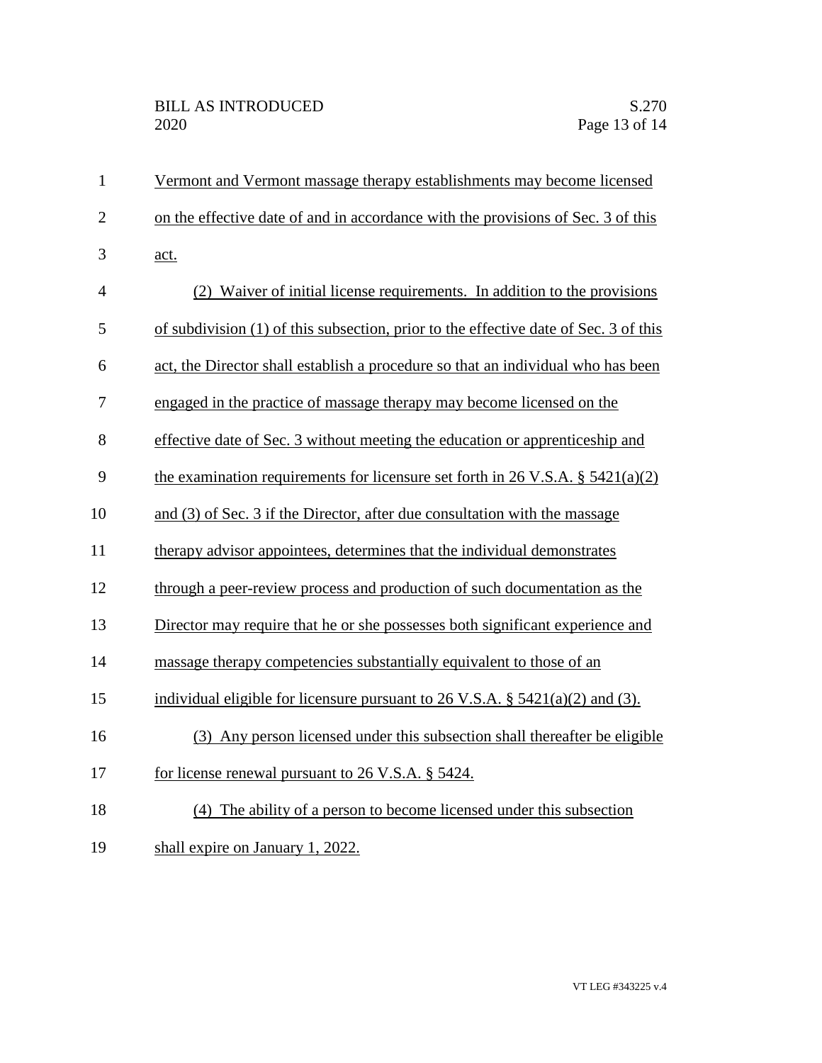Vermont and Vermont massage therapy establishments may become licensed on the effective date of and in accordance with the provisions of Sec. 3 of this act.

(2) Waiver of initial license requirements. In addition to the provisions of subdivision (1) of this subsection, prior to the effective date of Sec. 3 of this act, the Director shall establish a procedure so that an individual who has been engaged in the practice of massage therapy may become licensed on the effective date of Sec. 3 without meeting the education or apprenticeship and the examination requirements for licensure set forth in 26 V.S.A. § 5421(a)(2) and (3) of Sec. 3 if the Director, after due consultation with the massage therapy advisor appointees, determines that the individual demonstrates through a peer-review process and production of such documentation as the Director may require that he or she possesses both significant experience and massage therapy competencies substantially equivalent to those of an individual eligible for licensure pursuant to 26 V.S.A. § 5421(a)(2) and (3).

(3) Any person licensed under this subsection shall thereafter be eligible for license renewal pursuant to 26 V.S.A. § 5424.

(4) The ability of a person to become licensed under this subsection shall expire on January 1, 2022.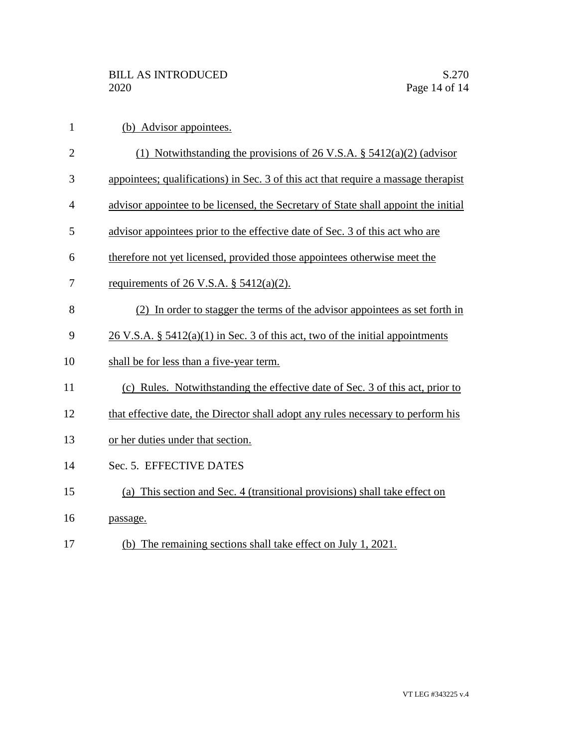(b) Advisor appointees.

(1) Notwithstanding the provisions of 26 V.S.A. § 5412(a)(2) (advisor appointees; qualifications) in Sec. 3 of this act that require a massage therapist advisor appointee to be licensed, the Secretary of State shall appoint the initial advisor appointees prior to the effective date of Sec. 3 of this act who are therefore not yet licensed, provided those appointees otherwise meet the requirements of 26 V.S.A. § 5412(a)(2).

(2) In order to stagger the terms of the advisor appointees as set forth in 26 V.S.A. § 5412(a)(1) in Sec. 3 of this act, two of the initial appointments shall be for less than a five-year term.

(c) Rules. Notwithstanding the effective date of Sec. 3 of this act, prior to that effective date, the Director shall adopt any rules necessary to perform his or her duties under that section.

Sec. 5. EFFECTIVE DATES

(a) This section and Sec. 4 (transitional provisions) shall take effect on passage.

(b) The remaining sections shall take effect on July 1, 2021.